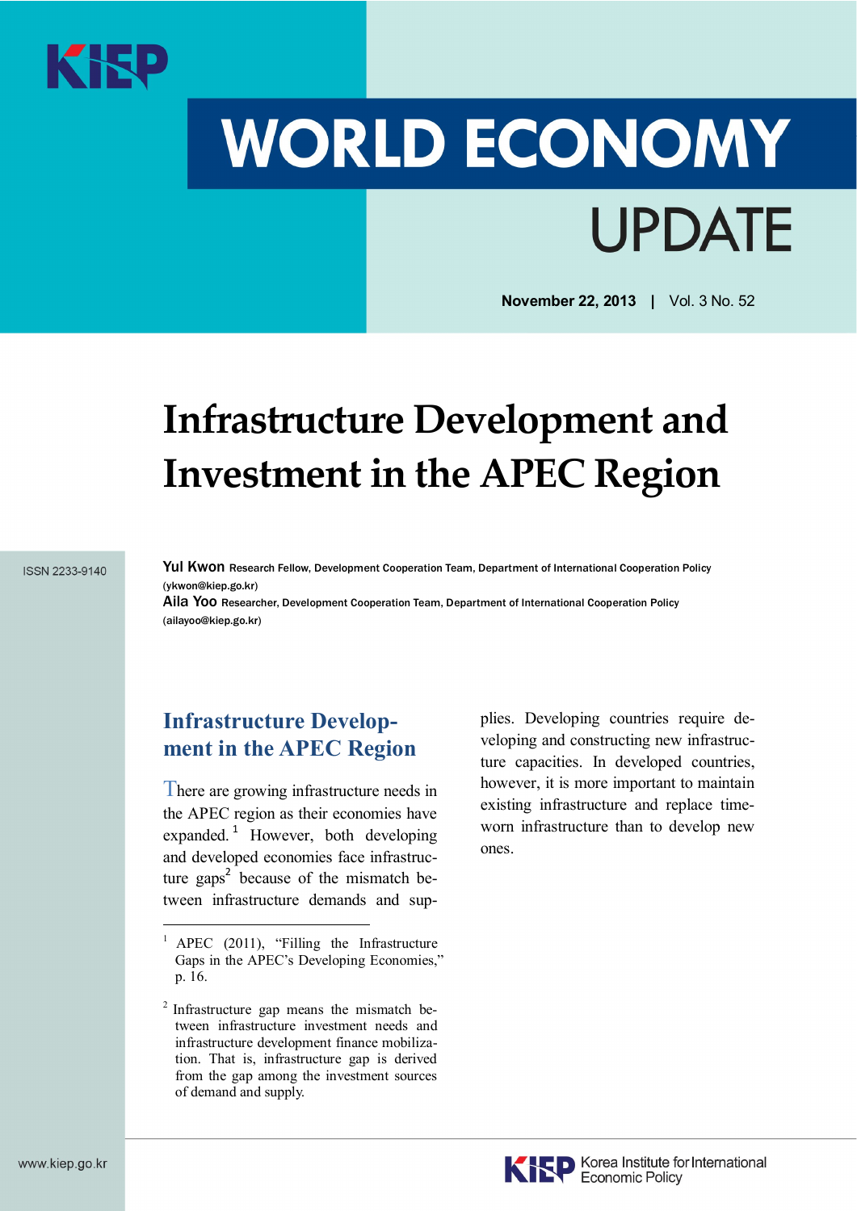# WORLD ECONOMY UPDATE

**November 22, 2013** | Vol. 3 No. 52

# Infrastructure Development and Investment in the APEC Region

ISSN 2233-9140

**Yul Kwon** Research Fellow, Development Cooperation Team, Department of International Cooperation Policy (ykwon@kiep.go.kr)

**Aila Yoo** Researcher, Development Cooperation Team, Department of International Cooperation Policy (ailayoo@kiep.go.kr)

## Infrastructure Development in the APEC Region

There are growing infrastructure needs in the APEC region as their economies have expanded.[1] However, both developing and developed economies face infrastructure gaps[2] because of the mismatch between infrastructure demands and supplies. Developing countries require developing and constructing new infrastructure capacities. In developed countries, however, it is more important to maintain existing infrastructure and replace timeworn infrastructure than to develop new ones.

---

[1] APEC (2011), "Filling the Infrastructure Gaps in the APEC's Developing Economies," p. 16.

[2] Infrastructure gap means the mismatch between infrastructure investment needs and infrastructure development finance mobilization. That is, infrastructure gap is derived from the gap among the investment sources of demand and supply.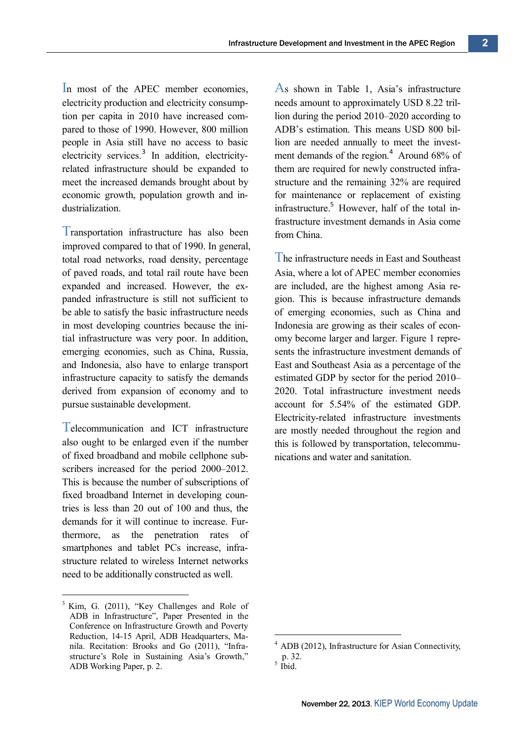In most of the APEC member economies, electricity production and electricity consumption per capita in 2010 have increased compared to those of 1990. However, 800 million people in Asia still have no access to basic electricity services.[3] In addition, electricity-related infrastructure should be expanded to meet the increased demands brought about by economic growth, population growth and industrialization.

Transportation infrastructure has also been improved compared to that of 1990. In general, total road networks, road density, percentage of paved roads, and total rail route have been expanded and increased. However, the expanded infrastructure is still not sufficient to be able to satisfy the basic infrastructure needs in most developing countries because the initial infrastructure was very poor. In addition, emerging economies, such as China, Russia, and Indonesia, also have to enlarge transport infrastructure capacity to satisfy the demands derived from expansion of economy and to pursue sustainable development.

Telecommunication and ICT infrastructure also ought to be enlarged even if the number of fixed broadband and mobile cellphone subscribers increased for the period 2000–2012. This is because the number of subscriptions of fixed broadband Internet in developing countries is less than 20 out of 100 and thus, the demands for it will continue to increase. Furthermore, as the penetration rates of smartphones and tablet PCs increase, infrastructure related to wireless Internet networks need to be additionally constructed as well.

As shown in Table 1, Asia's infrastructure needs amount to approximately USD 8.22 trillion during the period 2010–2020 according to ADB's estimation. This means USD 800 billion are needed annually to meet the investment demands of the region.[4] Around 68% of them are required for newly constructed infrastructure and the remaining 32% are required for maintenance or replacement of existing infrastructure.[5] However, half of the total infrastructure investment demands in Asia come from China.

The infrastructure needs in East and Southeast Asia, where a lot of APEC member economies are included, are the highest among Asia region. This is because infrastructure demands of emerging economies, such as China and Indonesia are growing as their scales of economy become larger and larger. Figure 1 represents the infrastructure investment demands of East and Southeast Asia as a percentage of the estimated GDP by sector for the period 2010–2020. Total infrastructure investment needs account for 5.54% of the estimated GDP. Electricity-related infrastructure investments are mostly needed throughout the region and this is followed by transportation, telecommunications and water and sanitation.

---

[3] Kim, G. (2011), "Key Challenges and Role of ADB in Infrastructure", Paper Presented in the Conference on Infrastructure Growth and Poverty Reduction, 14-15 April, ADB Headquarters, Manila. Recitation: Brooks and Go (2011), "Infrastructure's Role in Sustaining Asia's Growth," ADB Working Paper, p. 2.

[4] ADB (2012), Infrastructure for Asian Connectivity, p. 32.

[5] Ibid.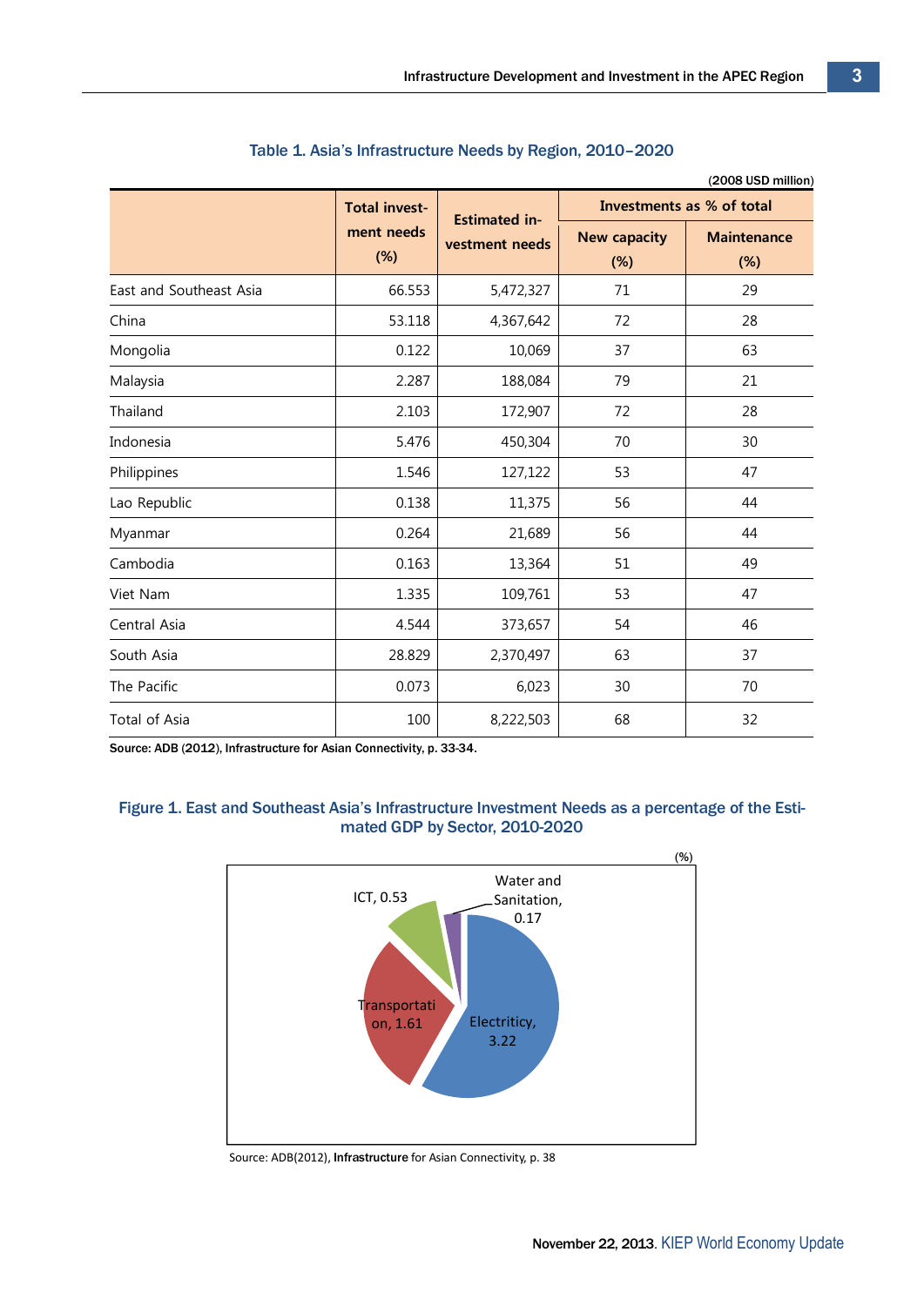Table 1. Asia's Infrastructure Needs by Region, 2010–2020

(2008 USD million)

| | Total investment needs (%) | Estimated investment needs | Investments as % of total | |
|---|---|---|---|---|
| | | | New capacity (%) | Maintenance (%) |
| East and Southeast Asia | 66.553 | 5,472,327 | 71 | 29 |
| China | 53.118 | 4,367,642 | 72 | 28 |
| Mongolia | 0.122 | 10,069 | 37 | 63 |
| Malaysia | 2.287 | 188,084 | 79 | 21 |
| Thailand | 2.103 | 172,907 | 72 | 28 |
| Indonesia | 5.476 | 450,304 | 70 | 30 |
| Philippines | 1.546 | 127,122 | 53 | 47 |
| Lao Republic | 0.138 | 11,375 | 56 | 44 |
| Myanmar | 0.264 | 21,689 | 56 | 44 |
| Cambodia | 0.163 | 13,364 | 51 | 49 |
| Viet Nam | 1.335 | 109,761 | 53 | 47 |
| Central Asia | 4.544 | 373,657 | 54 | 46 |
| South Asia | 28.829 | 2,370,497 | 63 | 37 |
| The Pacific | 0.073 | 6,023 | 30 | 70 |
| Total of Asia | 100 | 8,222,503 | 68 | 32 |

Source: ADB (2012), Infrastructure for Asian Connectivity, p. 33-34.

Figure 1. East and Southeast Asia's Infrastructure Investment Needs as a percentage of the Estimated GDP by Sector, 2010-2020

(%)

- Electricity, 3.22
- Transportation, 1.61
- ICT, 0.53
- Water and Sanitation, 0.17

Source: ADB(2012), **Infrastructure** for Asian Connectivity, p. 38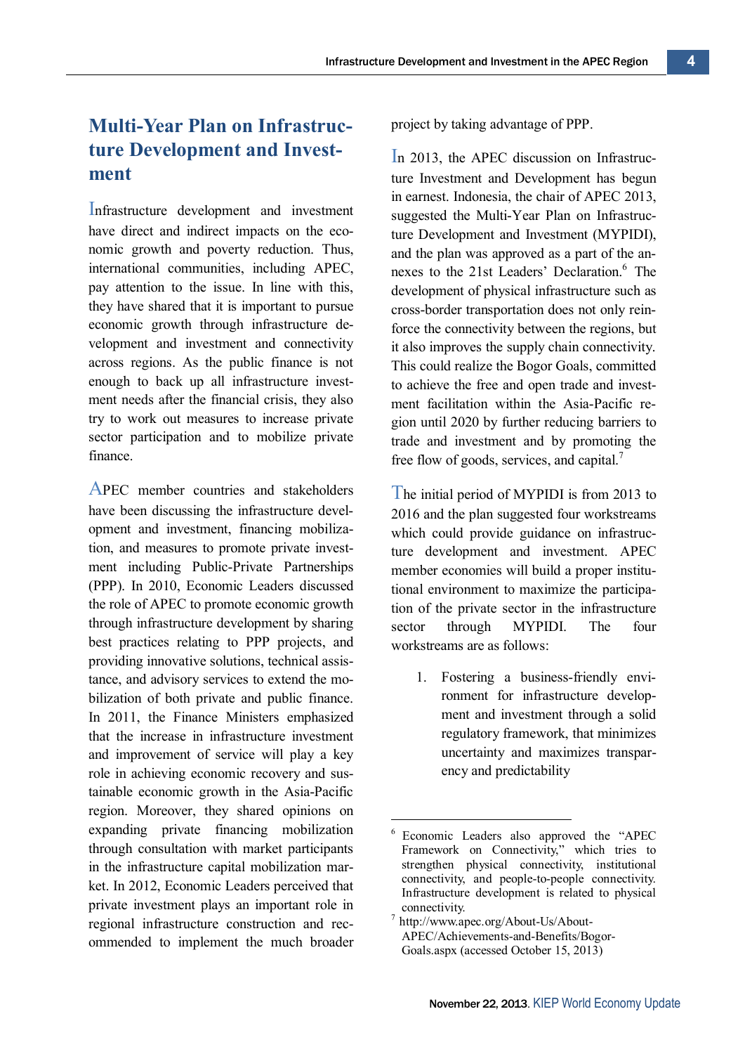## Multi-Year Plan on Infrastructure Development and Investment

Infrastructure development and investment have direct and indirect impacts on the economic growth and poverty reduction. Thus, international communities, including APEC, pay attention to the issue. In line with this, they have shared that it is important to pursue economic growth through infrastructure development and investment and connectivity across regions. As the public finance is not enough to back up all infrastructure investment needs after the financial crisis, they also try to work out measures to increase private sector participation and to mobilize private finance.

APEC member countries and stakeholders have been discussing the infrastructure development and investment, financing mobilization, and measures to promote private investment including Public-Private Partnerships (PPP). In 2010, Economic Leaders discussed the role of APEC to promote economic growth through infrastructure development by sharing best practices relating to PPP projects, and providing innovative solutions, technical assistance, and advisory services to extend the mobilization of both private and public finance. In 2011, the Finance Ministers emphasized that the increase in infrastructure investment and improvement of service will play a key role in achieving economic recovery and sustainable economic growth in the Asia-Pacific region. Moreover, they shared opinions on expanding private financing mobilization through consultation with market participants in the infrastructure capital mobilization market. In 2012, Economic Leaders perceived that private investment plays an important role in regional infrastructure construction and recommended to implement the much broader project by taking advantage of PPP.

In 2013, the APEC discussion on Infrastructure Investment and Development has begun in earnest. Indonesia, the chair of APEC 2013, suggested the Multi-Year Plan on Infrastructure Development and Investment (MYPIDI), and the plan was approved as a part of the annexes to the 21st Leaders' Declaration.[6] The development of physical infrastructure such as cross-border transportation does not only reinforce the connectivity between the regions, but it also improves the supply chain connectivity. This could realize the Bogor Goals, committed to achieve the free and open trade and investment facilitation within the Asia-Pacific region until 2020 by further reducing barriers to trade and investment and by promoting the free flow of goods, services, and capital.[7]

The initial period of MYPIDI is from 2013 to 2016 and the plan suggested four workstreams which could provide guidance on infrastructure development and investment. APEC member economies will build a proper institutional environment to maximize the participation of the private sector in the infrastructure sector through MYPIDI. The four workstreams are as follows:

1. Fostering a business-friendly environment for infrastructure development and investment through a solid regulatory framework, that minimizes uncertainty and maximizes transparency and predictability

---

[6] Economic Leaders also approved the "APEC Framework on Connectivity," which tries to strengthen physical connectivity, institutional connectivity, and people-to-people connectivity. Infrastructure development is related to physical connectivity.

[7] http://www.apec.org/About-Us/About-APEC/Achievements-and-Benefits/Bogor-Goals.aspx (accessed October 15, 2013)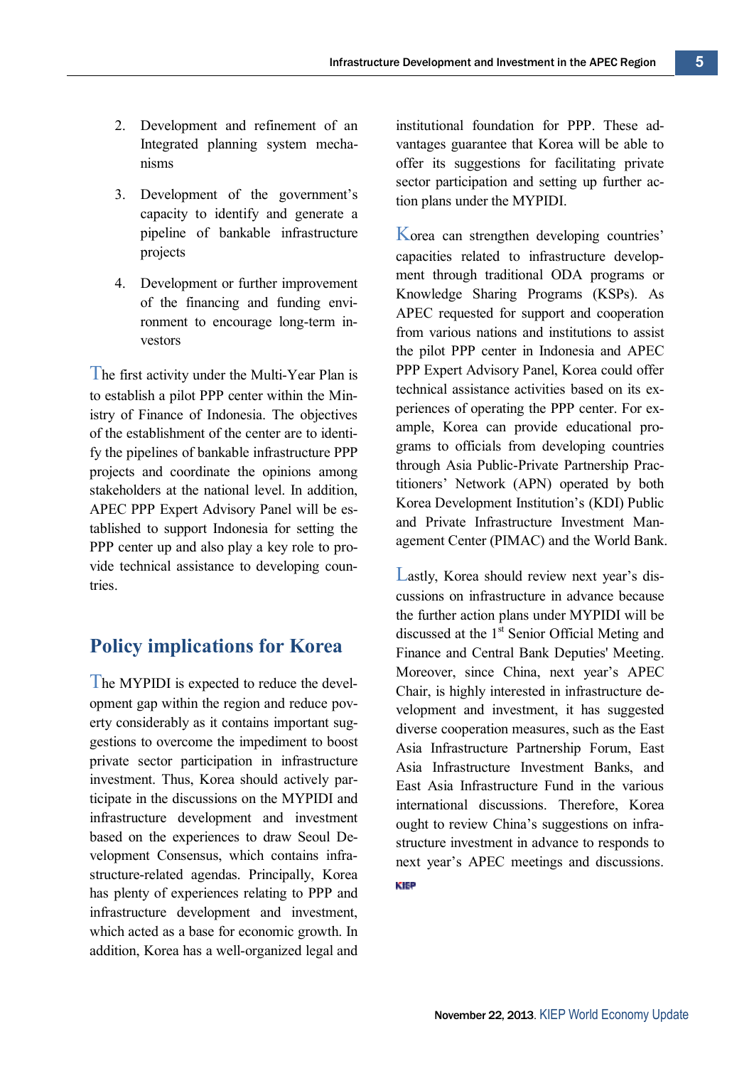2. Development and refinement of an Integrated planning system mechanisms

3. Development of the government's capacity to identify and generate a pipeline of bankable infrastructure projects

4. Development or further improvement of the financing and funding environment to encourage long-term investors

The first activity under the Multi-Year Plan is to establish a pilot PPP center within the Ministry of Finance of Indonesia. The objectives of the establishment of the center are to identify the pipelines of bankable infrastructure PPP projects and coordinate the opinions among stakeholders at the national level. In addition, APEC PPP Expert Advisory Panel will be established to support Indonesia for setting the PPP center up and also play a key role to provide technical assistance to developing countries.

## Policy implications for Korea

The MYPIDI is expected to reduce the development gap within the region and reduce poverty considerably as it contains important suggestions to overcome the impediment to boost private sector participation in infrastructure investment. Thus, Korea should actively participate in the discussions on the MYPIDI and infrastructure development and investment based on the experiences to draw Seoul Development Consensus, which contains infrastructure-related agendas. Principally, Korea has plenty of experiences relating to PPP and infrastructure development and investment, which acted as a base for economic growth. In addition, Korea has a well-organized legal and institutional foundation for PPP. These advantages guarantee that Korea will be able to offer its suggestions for facilitating private sector participation and setting up further action plans under the MYPIDI.

Korea can strengthen developing countries' capacities related to infrastructure development through traditional ODA programs or Knowledge Sharing Programs (KSPs). As APEC requested for support and cooperation from various nations and institutions to assist the pilot PPP center in Indonesia and APEC PPP Expert Advisory Panel, Korea could offer technical assistance activities based on its experiences of operating the PPP center. For example, Korea can provide educational programs to officials from developing countries through Asia Public-Private Partnership Practitioners' Network (APN) operated by both Korea Development Institution's (KDI) Public and Private Infrastructure Investment Management Center (PIMAC) and the World Bank.

Lastly, Korea should review next year's discussions on infrastructure in advance because the further action plans under MYPIDI will be discussed at the 1st Senior Official Meting and Finance and Central Bank Deputies' Meeting. Moreover, since China, next year's APEC Chair, is highly interested in infrastructure development and investment, it has suggested diverse cooperation measures, such as the East Asia Infrastructure Partnership Forum, East Asia Infrastructure Investment Banks, and East Asia Infrastructure Fund in the various international discussions. Therefore, Korea ought to review China's suggestions on infrastructure investment in advance to responds to next year's APEC meetings and discussions.

KIEP